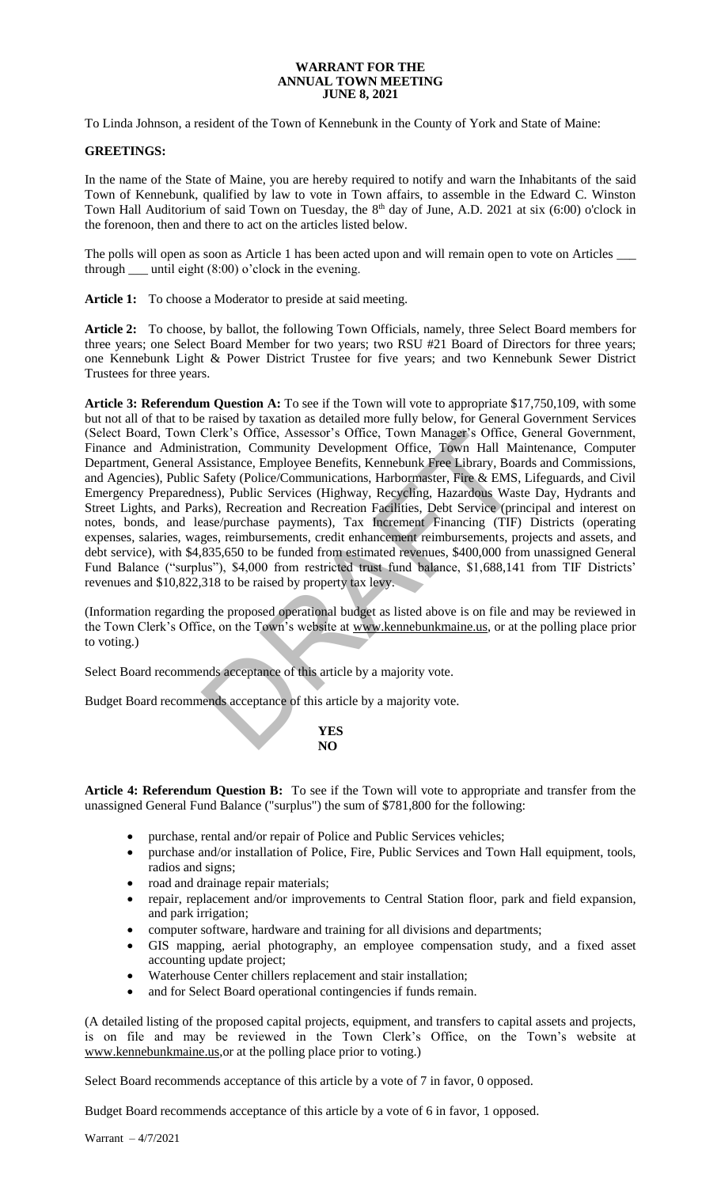**WARRANT FOR THE**
**ANNUAL TOWN MEETING**
**JUNE 8, 2021**

To Linda Johnson, a resident of the Town of Kennebunk in the County of York and State of Maine:

**GREETINGS:**

In the name of the State of Maine, you are hereby required to notify and warn the Inhabitants of the said Town of Kennebunk, qualified by law to vote in Town affairs, to assemble in the Edward C. Winston Town Hall Auditorium of said Town on Tuesday, the 8th day of June, A.D. 2021 at six (6:00) o'clock in the forenoon, then and there to act on the articles listed below.

The polls will open as soon as Article 1 has been acted upon and will remain open to vote on Articles ___ through ___ until eight (8:00) o'clock in the evening.

**Article 1:** To choose a Moderator to preside at said meeting.

**Article 2:** To choose, by ballot, the following Town Officials, namely, three Select Board members for three years; one Select Board Member for two years; two RSU #21 Board of Directors for three years; one Kennebunk Light & Power District Trustee for five years; and two Kennebunk Sewer District Trustees for three years.

**Article 3: Referendum Question A:** To see if the Town will vote to appropriate $17,750,109, with some but not all of that to be raised by taxation as detailed more fully below, for General Government Services (Select Board, Town Clerk's Office, Assessor's Office, Town Manager's Office, General Government, Finance and Administration, Community Development Office, Town Hall Maintenance, Computer Department, General Assistance, Employee Benefits, Kennebunk Free Library, Boards and Commissions, and Agencies), Public Safety (Police/Communications, Harbormaster, Fire & EMS, Lifeguards, and Civil Emergency Preparedness), Public Services (Highway, Recycling, Hazardous Waste Day, Hydrants and Street Lights, and Parks), Recreation and Recreation Facilities, Debt Service (principal and interest on notes, bonds, and lease/purchase payments), Tax Increment Financing (TIF) Districts (operating expenses, salaries, wages, reimbursements, credit enhancement reimbursements, projects and assets, and debt service), with $4,835,650 to be funded from estimated revenues, $400,000 from unassigned General Fund Balance ("surplus"), $4,000 from restricted trust fund balance, $1,688,141 from TIF Districts' revenues and $10,822,318 to be raised by property tax levy.

(Information regarding the proposed operational budget as listed above is on file and may be reviewed in the Town Clerk's Office, on the Town's website at www.kennebunkmaine.us, or at the polling place prior to voting.)

Select Board recommends acceptance of this article by a majority vote.

Budget Board recommends acceptance of this article by a majority vote.

**YES**
**NO**

**Article 4: Referendum Question B:** To see if the Town will vote to appropriate and transfer from the unassigned General Fund Balance ("surplus") the sum of $781,800 for the following:

- purchase, rental and/or repair of Police and Public Services vehicles;
- purchase and/or installation of Police, Fire, Public Services and Town Hall equipment, tools, radios and signs;
- road and drainage repair materials;
- repair, replacement and/or improvements to Central Station floor, park and field expansion, and park irrigation;
- computer software, hardware and training for all divisions and departments;
- GIS mapping, aerial photography, an employee compensation study, and a fixed asset accounting update project;
- Waterhouse Center chillers replacement and stair installation;
- and for Select Board operational contingencies if funds remain.

(A detailed listing of the proposed capital projects, equipment, and transfers to capital assets and projects, is on file and may be reviewed in the Town Clerk's Office, on the Town's website at www.kennebunkmaine.us,or at the polling place prior to voting.)

Select Board recommends acceptance of this article by a vote of 7 in favor, 0 opposed.

Budget Board recommends acceptance of this article by a vote of 6 in favor, 1 opposed.

Warrant – 4/7/2021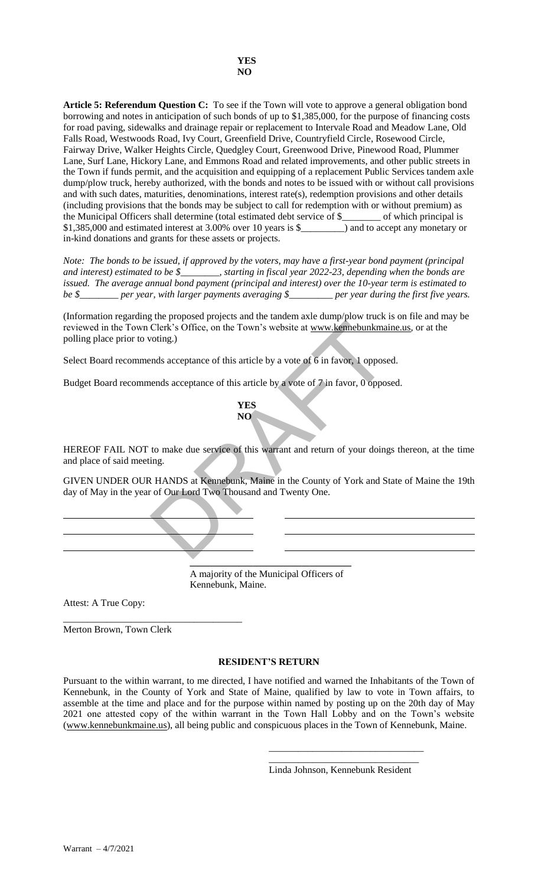**YES**
**NO**

**Article 5: Referendum Question C:** To see if the Town will vote to approve a general obligation bond borrowing and notes in anticipation of such bonds of up to $1,385,000, for the purpose of financing costs for road paving, sidewalks and drainage repair or replacement to Intervale Road and Meadow Lane, Old Falls Road, Westwoods Road, Ivy Court, Greenfield Drive, Countryfield Circle, Rosewood Circle, Fairway Drive, Walker Heights Circle, Quedgley Court, Greenwood Drive, Pinewood Road, Plummer Lane, Surf Lane, Hickory Lane, and Emmons Road and related improvements, and other public streets in the Town if funds permit, and the acquisition and equipping of a replacement Public Services tandem axle dump/plow truck, hereby authorized, with the bonds and notes to be issued with or without call provisions and with such dates, maturities, denominations, interest rate(s), redemption provisions and other details (including provisions that the bonds may be subject to call for redemption with or without premium) as the Municipal Officers shall determine (total estimated debt service of $________ of which principal is $1,385,000 and estimated interest at 3.00% over 10 years is $_________) and to accept any monetary or in-kind donations and grants for these assets or projects.

*Note: The bonds to be issued, if approved by the voters, may have a first-year bond payment (principal and interest) estimated to be $________, starting in fiscal year 2022-23, depending when the bonds are issued. The average annual bond payment (principal and interest) over the 10-year term is estimated to be $________ per year, with larger payments averaging $_________ per year during the first five years.*

(Information regarding the proposed projects and the tandem axle dump/plow truck is on file and may be reviewed in the Town Clerk's Office, on the Town's website at www.kennebunkmaine.us, or at the polling place prior to voting.)

Select Board recommends acceptance of this article by a vote of 6 in favor, 1 opposed.

Budget Board recommends acceptance of this article by a vote of 7 in favor, 0 opposed.

**YES**
**NO**

HEREOF FAIL NOT to make due service of this warrant and return of your doings thereon, at the time and place of said meeting.

GIVEN UNDER OUR HANDS at Kennebunk, Maine in the County of York and State of Maine the 19th day of May in the year of Our Lord Two Thousand and Twenty One.

A majority of the Municipal Officers of Kennebunk, Maine.

Attest: A True Copy:

_____________________________________

Merton Brown, Town Clerk

**RESIDENT'S RETURN**

Pursuant to the within warrant, to me directed, I have notified and warned the Inhabitants of the Town of Kennebunk, in the County of York and State of Maine, qualified by law to vote in Town affairs, to assemble at the time and place and for the purpose within named by posting up on the 20th day of May 2021 one attested copy of the within warrant in the Town Hall Lobby and on the Town's website (www.kennebunkmaine.us), all being public and conspicuous places in the Town of Kennebunk, Maine.

_______________________________

Linda Johnson, Kennebunk Resident

Warrant – 4/7/2021